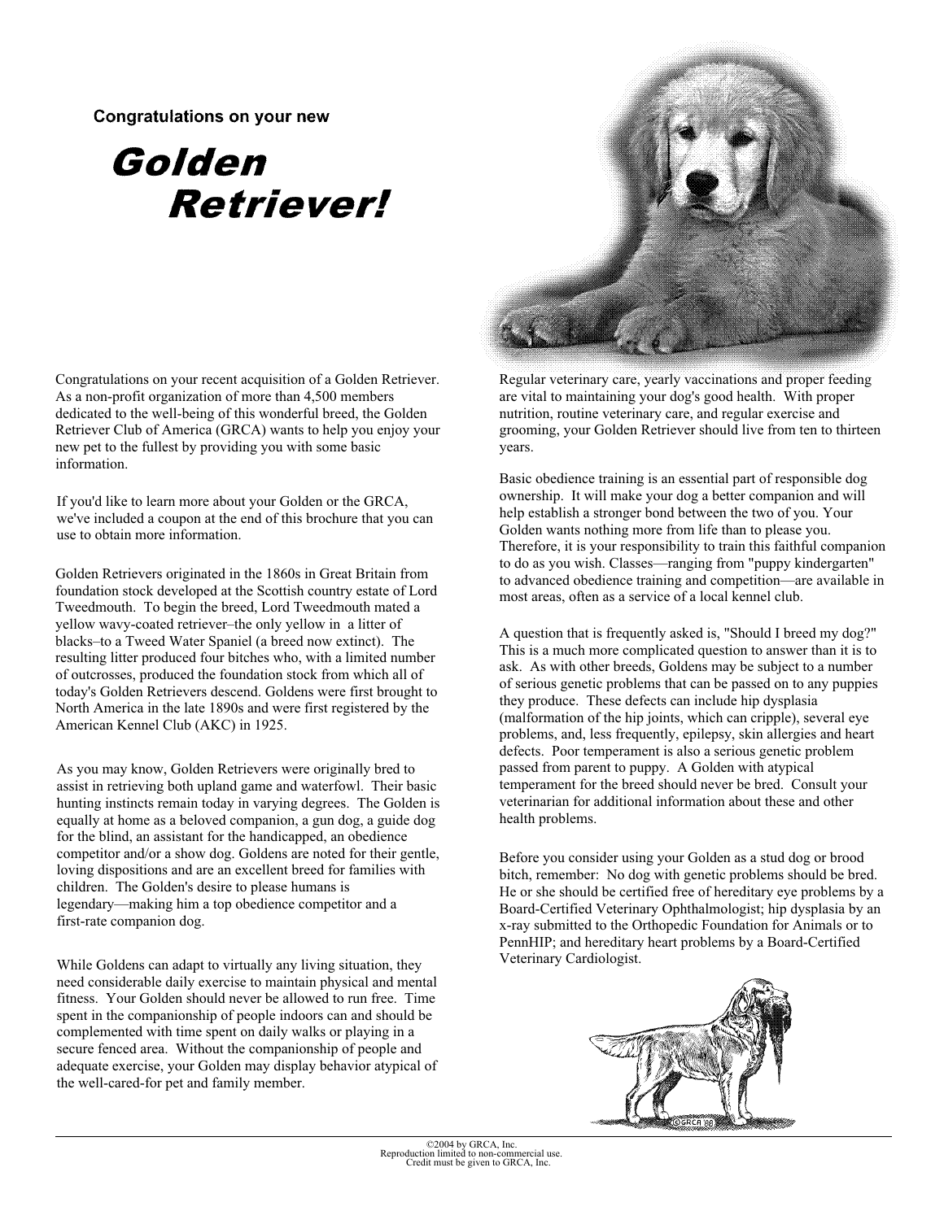Congratulations on your new

# *Golden Retriever!*

Congratulations on your recent acquisition of a Golden Retriever. As a non-profit organization of more than 4,500 members dedicated to the well-being of this wonderful breed, the Golden Retriever Club of America (GRCA) wants to help you enjoy your new pet to the fullest by providing you with some basic information.

If you'd like to learn more about your Golden or the GRCA, we've included a coupon at the end of this brochure that you can use to obtain more information.

Golden Retrievers originated in the 1860s in Great Britain from foundation stock developed at the Scottish country estate of Lord Tweedmouth. To begin the breed, Lord Tweedmouth mated a yellow wavy-coated retriever–the only yellow in a litter of blacks–to a Tweed Water Spaniel (a breed now extinct). The resulting litter produced four bitches who, with a limited number of outcrosses, produced the foundation stock from which all of today's Golden Retrievers descend. Goldens were first brought to North America in the late 1890s and were first registered by the American Kennel Club (AKC) in 1925.

As you may know, Golden Retrievers were originally bred to assist in retrieving both upland game and waterfowl. Their basic hunting instincts remain today in varying degrees. The Golden is equally at home as a beloved companion, a gun dog, a guide dog for the blind, an assistant for the handicapped, an obedience competitor and/or a show dog. Goldens are noted for their gentle, loving dispositions and are an excellent breed for families with children. The Golden's desire to please humans is legendary—making him a top obedience competitor and a first-rate companion dog.

While Goldens can adapt to virtually any living situation, they need considerable daily exercise to maintain physical and mental fitness. Your Golden should never be allowed to run free. Time spent in the companionship of people indoors can and should be complemented with time spent on daily walks or playing in a secure fenced area. Without the companionship of people and adequate exercise, your Golden may display behavior atypical of the well-cared-for pet and family member.

Regular veterinary care, yearly vaccinations and proper feeding are vital to maintaining your dog's good health. With proper nutrition, routine veterinary care, and regular exercise and grooming, your Golden Retriever should live from ten to thirteen years.

Basic obedience training is an essential part of responsible dog ownership. It will make your dog a better companion and will help establish a stronger bond between the two of you. Your Golden wants nothing more from life than to please you. Therefore, it is your responsibility to train this faithful companion to do as you wish. Classes—ranging from "puppy kindergarten" to advanced obedience training and competition—are available in most areas, often as a service of a local kennel club.

A question that is frequently asked is, "Should I breed my dog?" This is a much more complicated question to answer than it is to ask. As with other breeds, Goldens may be subject to a number of serious genetic problems that can be passed on to any puppies they produce. These defects can include hip dysplasia (malformation of the hip joints, which can cripple), several eye problems, and, less frequently, epilepsy, skin allergies and heart defects. Poor temperament is also a serious genetic problem passed from parent to puppy. A Golden with atypical temperament for the breed should never be bred. Consult your veterinarian for additional information about these and other health problems.

Before you consider using your Golden as a stud dog or brood bitch, remember: No dog with genetic problems should be bred. He or she should be certified free of hereditary eye problems by a Board-Certified Veterinary Ophthalmologist; hip dysplasia by an x-ray submitted to the Orthopedic Foundation for Animals or to PennHIP; and hereditary heart problems by a Board-Certified Veterinary Cardiologist.

©2004 by GRCA, Inc.
Reproduction limited to non-commercial use.
Credit must be given to GRCA, Inc.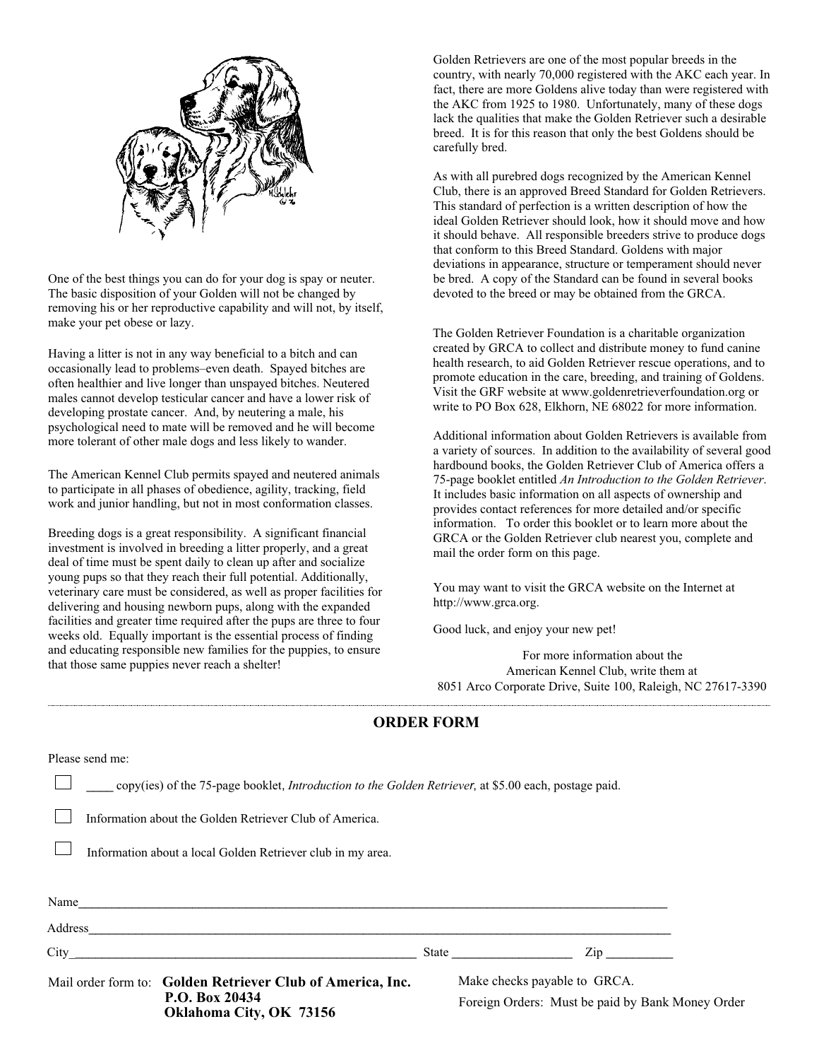One of the best things you can do for your dog is spay or neuter. The basic disposition of your Golden will not be changed by removing his or her reproductive capability and will not, by itself, make your pet obese or lazy.

Having a litter is not in any way beneficial to a bitch and can occasionally lead to problems–even death. Spayed bitches are often healthier and live longer than unspayed bitches. Neutered males cannot develop testicular cancer and have a lower risk of developing prostate cancer. And, by neutering a male, his psychological need to mate will be removed and he will become more tolerant of other male dogs and less likely to wander.

The American Kennel Club permits spayed and neutered animals to participate in all phases of obedience, agility, tracking, field work and junior handling, but not in most conformation classes.

Breeding dogs is a great responsibility. A significant financial investment is involved in breeding a litter properly, and a great deal of time must be spent daily to clean up after and socialize young pups so that they reach their full potential. Additionally, veterinary care must be considered, as well as proper facilities for delivering and housing newborn pups, along with the expanded facilities and greater time required after the pups are three to four weeks old. Equally important is the essential process of finding and educating responsible new families for the puppies, to ensure that those same puppies never reach a shelter!

Golden Retrievers are one of the most popular breeds in the country, with nearly 70,000 registered with the AKC each year. In fact, there are more Goldens alive today than were registered with the AKC from 1925 to 1980. Unfortunately, many of these dogs lack the qualities that make the Golden Retriever such a desirable breed. It is for this reason that only the best Goldens should be carefully bred.

As with all purebred dogs recognized by the American Kennel Club, there is an approved Breed Standard for Golden Retrievers. This standard of perfection is a written description of how the ideal Golden Retriever should look, how it should move and how it should behave. All responsible breeders strive to produce dogs that conform to this Breed Standard. Goldens with major deviations in appearance, structure or temperament should never be bred. A copy of the Standard can be found in several books devoted to the breed or may be obtained from the GRCA.

The Golden Retriever Foundation is a charitable organization created by GRCA to collect and distribute money to fund canine health research, to aid Golden Retriever rescue operations, and to promote education in the care, breeding, and training of Goldens. Visit the GRF website at www.goldenretrieverfoundation.org or write to PO Box 628, Elkhorn, NE 68022 for more information.

Additional information about Golden Retrievers is available from a variety of sources. In addition to the availability of several good hardbound books, the Golden Retriever Club of America offers a 75-page booklet entitled *An Introduction to the Golden Retriever*. It includes basic information on all aspects of ownership and provides contact references for more detailed and/or specific information. To order this booklet or to learn more about the GRCA or the Golden Retriever club nearest you, complete and mail the order form on this page.

You may want to visit the GRCA website on the Internet at http://www.grca.org.

Good luck, and enjoy your new pet!

For more information about the
American Kennel Club, write them at
8051 Arco Corporate Drive, Suite 100, Raleigh, NC 27617-3390

## ORDER FORM

Please send me:

- ☐ ____ copy(ies) of the 75-page booklet, *Introduction to the Golden Retriever*, at $5.00 each, postage paid.
- ☐ Information about the Golden Retriever Club of America.
- ☐ Information about a local Golden Retriever club in my area.

Name____________________________________________

Address__________________________________________

City__________________________ State ____________ Zip __________

Mail order form to: **Golden Retriever Club of America, Inc.**
**P.O. Box 20434**
**Oklahoma City, OK 73156**

Make checks payable to GRCA.

Foreign Orders: Must be paid by Bank Money Order